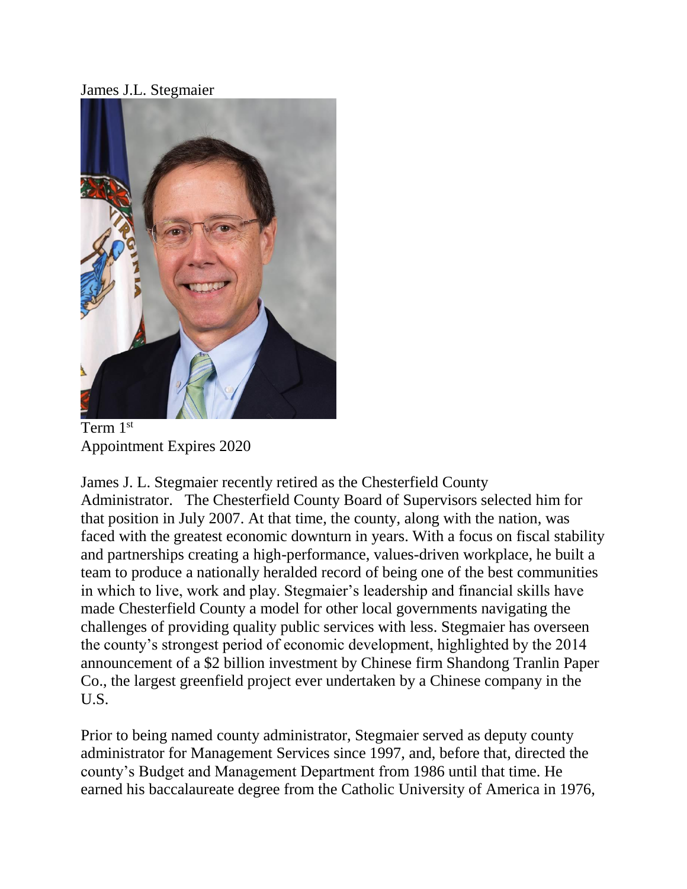James J.L. Stegmaier

Term 1st
Appointment Expires 2020

James J. L. Stegmaier recently retired as the Chesterfield County Administrator. The Chesterfield County Board of Supervisors selected him for that position in July 2007. At that time, the county, along with the nation, was faced with the greatest economic downturn in years. With a focus on fiscal stability and partnerships creating a high-performance, values-driven workplace, he built a team to produce a nationally heralded record of being one of the best communities in which to live, work and play. Stegmaier's leadership and financial skills have made Chesterfield County a model for other local governments navigating the challenges of providing quality public services with less. Stegmaier has overseen the county's strongest period of economic development, highlighted by the 2014 announcement of a $2 billion investment by Chinese firm Shandong Tranlin Paper Co., the largest greenfield project ever undertaken by a Chinese company in the U.S.

Prior to being named county administrator, Stegmaier served as deputy county administrator for Management Services since 1997, and, before that, directed the county's Budget and Management Department from 1986 until that time. He earned his baccalaureate degree from the Catholic University of America in 1976,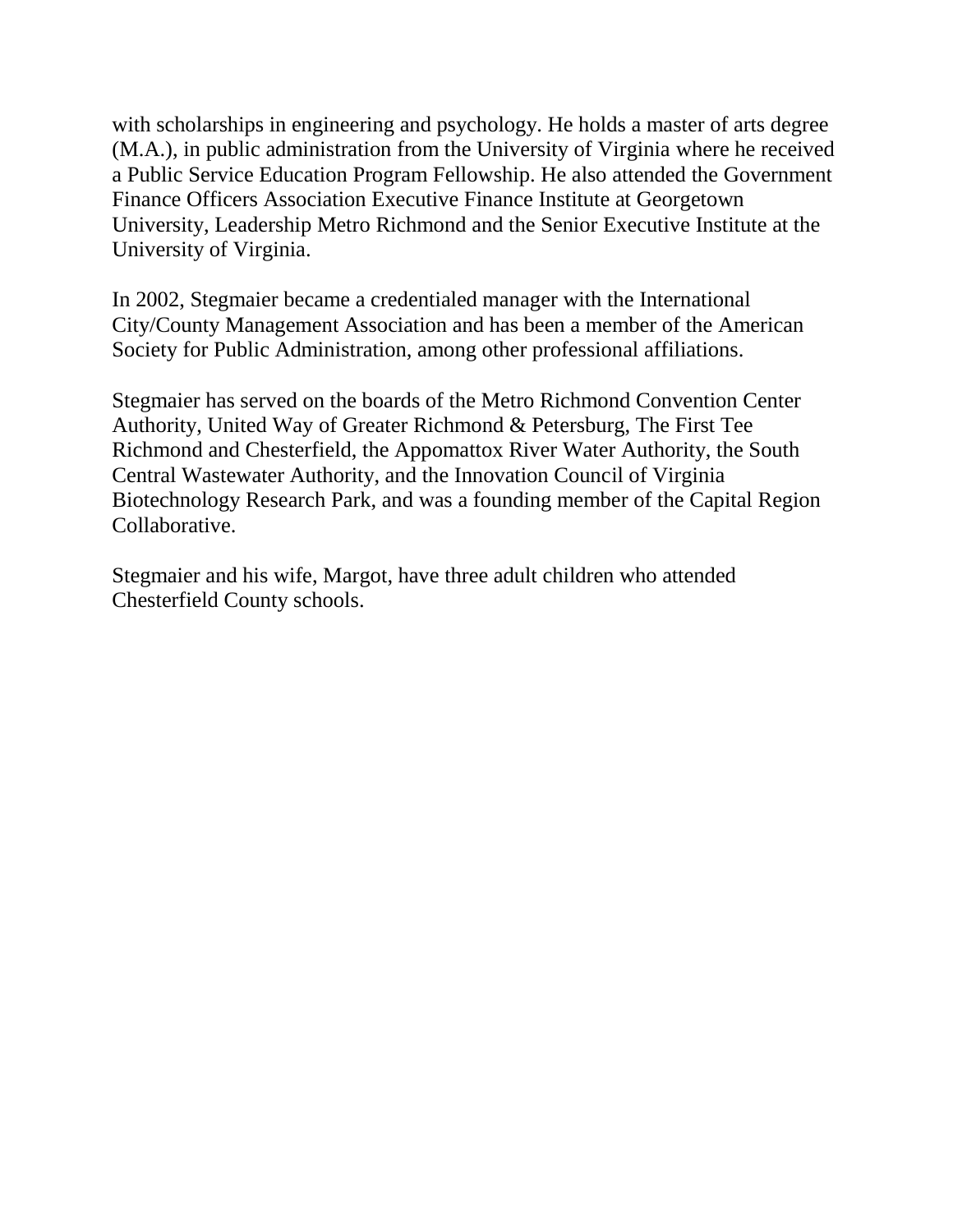with scholarships in engineering and psychology. He holds a master of arts degree (M.A.), in public administration from the University of Virginia where he received a Public Service Education Program Fellowship. He also attended the Government Finance Officers Association Executive Finance Institute at Georgetown University, Leadership Metro Richmond and the Senior Executive Institute at the University of Virginia.

In 2002, Stegmaier became a credentialed manager with the International City/County Management Association and has been a member of the American Society for Public Administration, among other professional affiliations.

Stegmaier has served on the boards of the Metro Richmond Convention Center Authority, United Way of Greater Richmond & Petersburg, The First Tee Richmond and Chesterfield, the Appomattox River Water Authority, the South Central Wastewater Authority, and the Innovation Council of Virginia Biotechnology Research Park, and was a founding member of the Capital Region Collaborative.

Stegmaier and his wife, Margot, have three adult children who attended Chesterfield County schools.